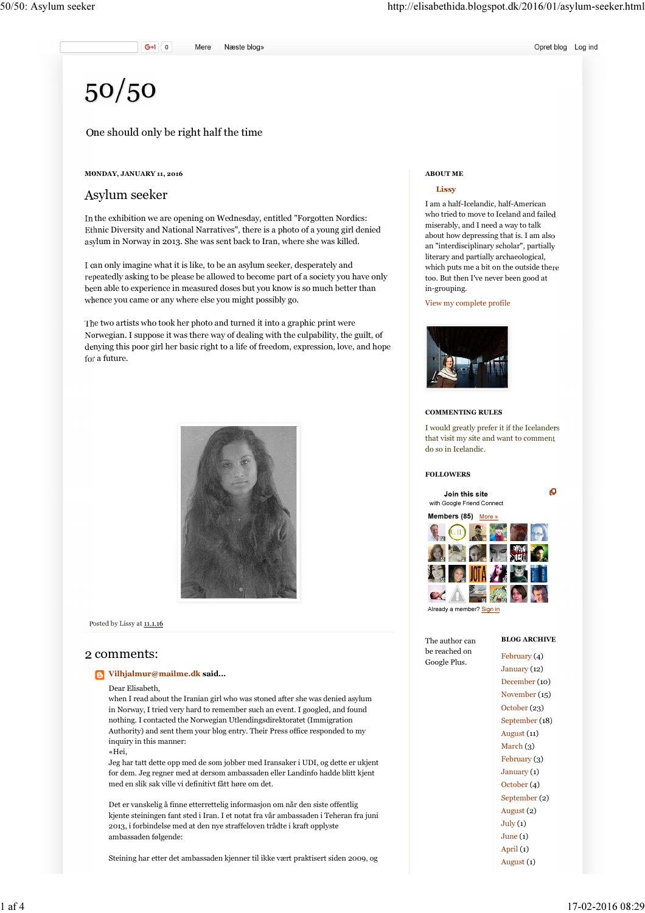# 50/50

One should only be right half the time

**MONDAY, JANUARY 11, 2016**

## Asylum seeker

In the exhibition we are opening on Wednesday, entitled "Forgotten Nordics: Ethnic Diversity and National Narratives", there is a photo of a young girl denied asylum in Norway in 2013. She was sent back to Iran, where she was killed.

I can only imagine what it is like, to be an asylum seeker, desperately and repeatedly asking to be please be allowed to become part of a society you have only been able to experience in measured doses but you know is so much better than whence you came or any where else you might possibly go.

The two artists who took her photo and turned it into a graphic print were Norwegian. I suppose it was there way of dealing with the culpability, the guilt, of denying this poor girl her basic right to a life of freedom, expression, love, and hope for a future.

Posted by Lissy at 11.1.16

## 2 comments:

**Vilhjalmur@mailme.dk said...**

Dear Elisabeth,
when I read about the Iranian girl who was stoned after she was denied asylum in Norway, I tried very hard to remember such an event. I googled, and found nothing. I contacted the Norwegian Utlendingsdirektoratet (Immigration Authority) and sent them your blog entry. Their Press office responded to my inquiry in this manner:
«Hei,
Jeg har tatt dette opp med de som jobber med Iransaker i UDI, og dette er ukjent for dem. Jeg regner med at dersom ambassaden eller Landinfo hadde blitt kjent med en slik sak ville vi definitivt fått høre om det.

Det er vanskelig å finne etterrettelig informasjon om når den siste offentlig kjente steiningen fant sted i Iran. I et notat fra vår ambassaden i Teheran fra juni 2013, i forbindelse med at den nye straffeloven trådte i kraft opplyste ambassaden følgende:

Steining har etter det ambassaden kjenner til ikke vært praktisert siden 2009, og

**ABOUT ME**

**Lissy**

I am a half-Icelandic, half-American who tried to move to Iceland and failed miserably, and I need a way to talk about how depressing that is. I am also an "interdisciplinary scholar", partially literary and partially archaeological, which puts me a bit on the outside there too. But then I've never been good at in-grouping.

View my complete profile

**COMMENTING RULES**

I would greatly prefer it if the Icelanders that visit my site and want to comment do so in Icelandic.

**FOLLOWERS**

Join this site
with Google Friend Connect

Members (85) More »

Already a member? Sign in

The author can be reached on Google Plus.

**BLOG ARCHIVE**

- February (4)
- January (12)
- December (10)
- November (15)
- October (23)
- September (18)
- August (11)
- March (3)
- February (3)
- January (1)
- October (4)
- September (2)
- August (2)
- July (1)
- June (1)
- April (1)
- August (1)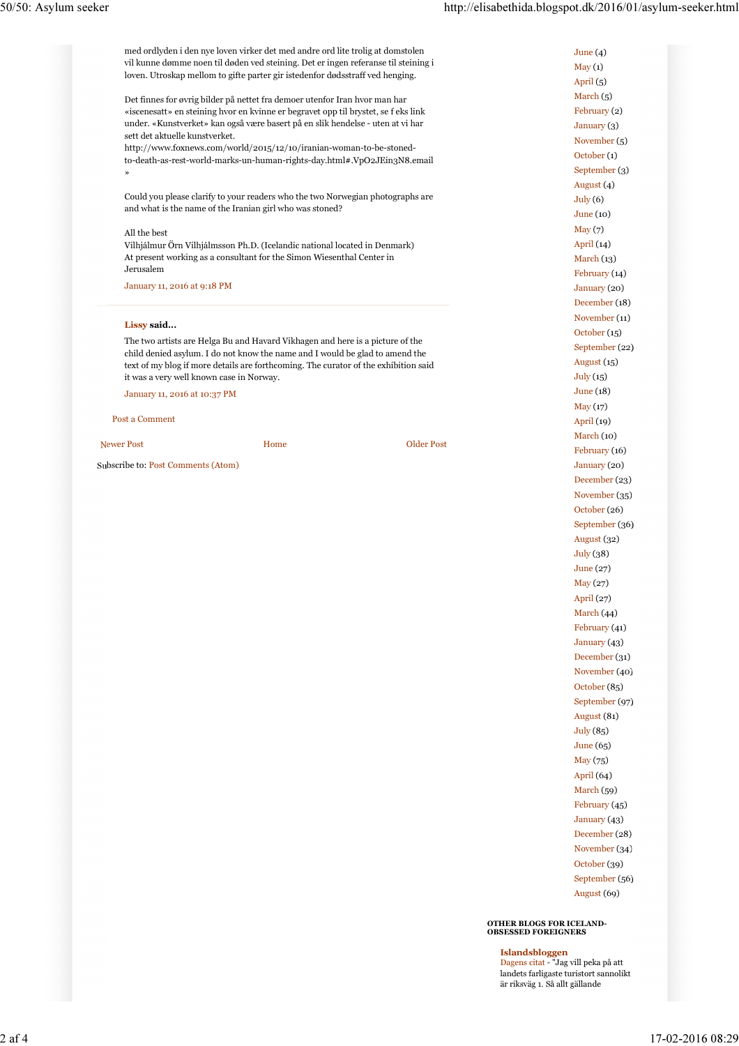med ordlyden i den nye loven virker det med andre ord lite trolig at domstolen vil kunne dømme noen til døden ved steining. Det er ingen referanse til steining i loven. Utroskap mellom to gifte parter gir istedenfor dødsstraff ved henging.

Det finnes for øvrig bilder på nettet fra demoer utenfor Iran hvor man har «iscenesatt» en steining hvor en kvinne er begravet opp til brystet, se f eks link under. «Kunstverket» kan også være basert på en slik hendelse - uten at vi har sett det aktuelle kunstverket.
http://www.foxnews.com/world/2015/12/10/iranian-woman-to-be-stoned-to-death-as-rest-world-marks-un-human-rights-day.html#.VpO2JEin3N8.email »

Could you please clarify to your readers who the two Norwegian photographs are and what is the name of the Iranian girl who was stoned?

All the best
Vilhjálmur Örn Vilhjálmsson Ph.D. (Icelandic national located in Denmark)
At present working as a consultant for the Simon Wiesenthal Center in Jerusalem

January 11, 2016 at 9:18 PM

---

**Lissy said...**

The two artists are Helga Bu and Havard Vikhagen and here is a picture of the child denied asylum. I do not know the name and I would be glad to amend the text of my blog if more details are forthcoming. The curator of the exhibition said it was a very well known case in Norway.

January 11, 2016 at 10:37 PM

Post a Comment

Newer Post | Home | Older Post

Subscribe to: Post Comments (Atom)

June (4)
May (1)
April (5)
March (5)
February (2)
January (3)
November (5)
October (1)
September (3)
August (4)
July (6)
June (10)
May (7)
April (14)
March (13)
February (14)
January (20)
December (18)
November (11)
October (15)
September (22)
August (15)
July (15)
June (18)
May (17)
April (19)
March (10)
February (16)
January (20)
December (23)
November (35)
October (26)
September (36)
August (32)
July (38)
June (27)
May (27)
April (27)
March (44)
February (41)
January (43)
December (31)
November (40)
October (85)
September (97)
August (81)
July (85)
June (65)
May (75)
April (64)
March (59)
February (45)
January (43)
December (28)
November (34)
October (39)
September (56)
August (69)

**OTHER BLOGS FOR ICELAND-OBSESSED FOREIGNERS**

**Islandsbloggen**
Dagens citat - "Jag vill peka på att landets farligaste turistort sannolikt är riksväg 1. Så allt gällande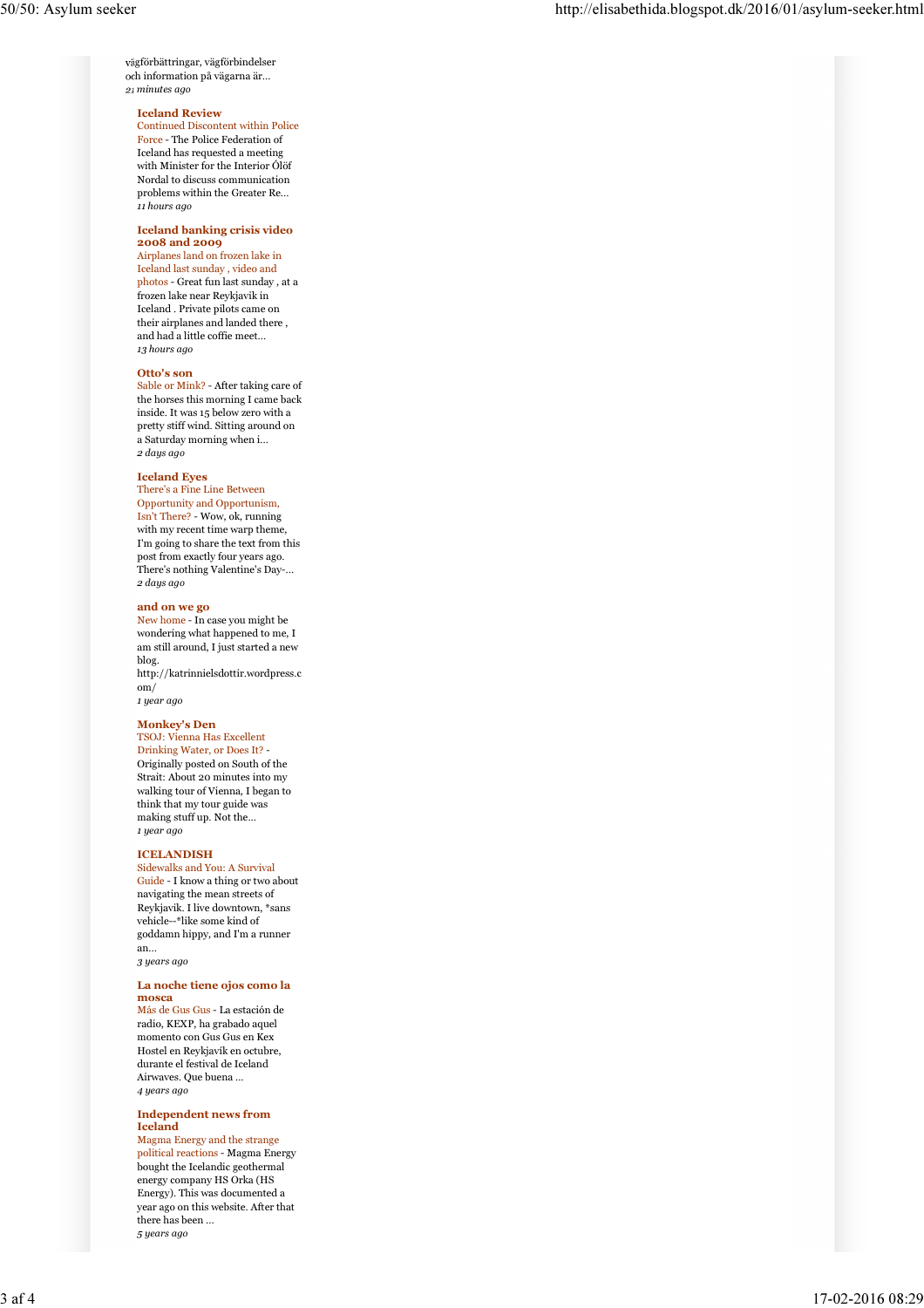vägförbättringar, vägförbindelser och information på vägarna är...
*21 minutes ago*

**Iceland Review**
Continued Discontent within Police Force - The Police Federation of Iceland has requested a meeting with Minister for the Interior Ólöf Nordal to discuss communication problems within the Greater Re...
*11 hours ago*

**Iceland banking crisis video 2008 and 2009**
Airplanes land on frozen lake in Iceland last sunday , video and photos - Great fun last sunday , at a frozen lake near Reykjavik in Iceland . Private pilots came on their airplanes and landed there , and had a little coffie meet...
*13 hours ago*

**Otto's son**
Sable or Mink? - After taking care of the horses this morning I came back inside. It was 15 below zero with a pretty stiff wind. Sitting around on a Saturday morning when i...
*2 days ago*

**Iceland Eyes**
There's a Fine Line Between Opportunity and Opportunism, Isn't There? - Wow, ok, running with my recent time warp theme, I'm going to share the text from this post from exactly four years ago. There's nothing Valentine's Day-...
*2 days ago*

**and on we go**
New home - In case you might be wondering what happened to me, I am still around, I just started a new blog. http://katrinnielsdottir.wordpress.com/
*1 year ago*

**Monkey's Den**
TSOJ: Vienna Has Excellent Drinking Water, or Does It? - Originally posted on South of the Strait: About 20 minutes into my walking tour of Vienna, I began to think that my tour guide was making stuff up. Not the...
*1 year ago*

**ICELANDISH**
Sidewalks and You: A Survival Guide - I know a thing or two about navigating the mean streets of Reykjavik. I live downtown, *sans vehicle--*like some kind of goddamn hippy, and I'm a runner an...
*3 years ago*

**La noche tiene ojos como la mosca**
Más de Gus Gus - La estación de radio, KEXP, ha grabado aquel momento con Gus Gus en Kex Hostel en Reykjavík en octubre, durante el festival de Iceland Airwaves. Que buena ...
*4 years ago*

**Independent news from Iceland**
Magma Energy and the strange political reactions - Magma Energy bought the Icelandic geothermal energy company HS Orka (HS Energy). This was documented a year ago on this website. After that there has been ...
*5 years ago*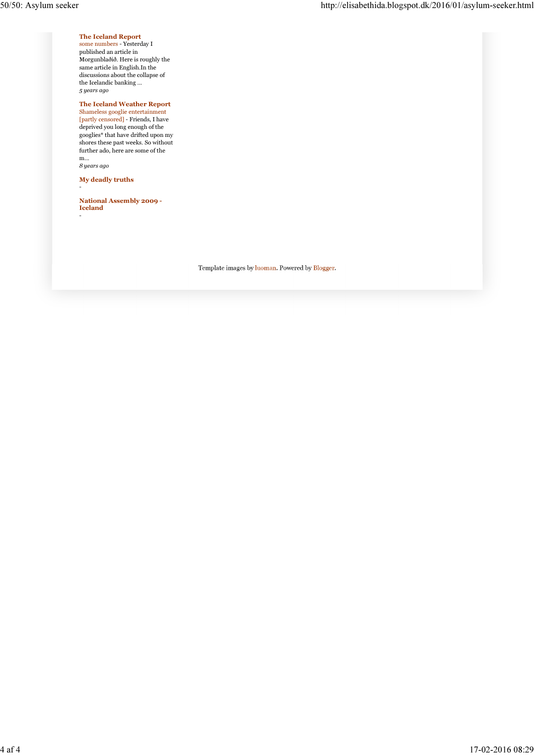**The Iceland Report**
some numbers - Yesterday I published an article in Morgunblaðið. Here is roughly the same article in English.In the discussions about the collapse of the Icelandic banking ...
*5 years ago*

**The Iceland Weather Report**
Shameless googlie entertainment [partly censored] - Friends, I have deprived you long enough of the googlies* that have drifted upon my shores these past weeks. So without further ado, here are some of the m...
*8 years ago*

**My deadly truths**
-

**National Assembly 2009 - Iceland**
-

Template images by luoman. Powered by Blogger.